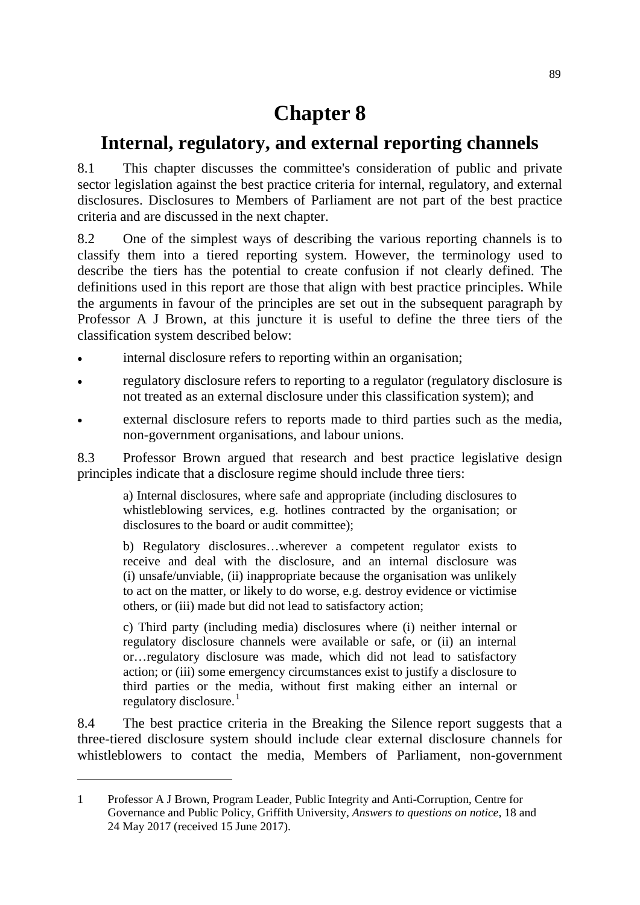# Chapter 8

## Internal, regulatory, and external reporting channels

8.1 This chapter discusses the committee's consideration of public and private sector legislation against the best practice criteria for internal, regulatory, and external disclosures. Disclosures to Members of Parliament are not part of the best practice criteria and are discussed in the next chapter.

8.2 One of the simplest ways of describing the various reporting channels is to classify them into a tiered reporting system. However, the terminology used to describe the tiers has the potential to create confusion if not clearly defined. The definitions used in this report are those that align with best practice principles. While the arguments in favour of the principles are set out in the subsequent paragraph by Professor A J Brown, at this juncture it is useful to define the three tiers of the classification system described below:

- internal disclosure refers to reporting within an organisation;
- regulatory disclosure refers to reporting to a regulator (regulatory disclosure is not treated as an external disclosure under this classification system); and
- external disclosure refers to reports made to third parties such as the media, non-government organisations, and labour unions.

8.3 Professor Brown argued that research and best practice legislative design principles indicate that a disclosure regime should include three tiers:

> a) Internal disclosures, where safe and appropriate (including disclosures to whistleblowing services, e.g. hotlines contracted by the organisation; or disclosures to the board or audit committee);
>
> b) Regulatory disclosures…wherever a competent regulator exists to receive and deal with the disclosure, and an internal disclosure was (i) unsafe/unviable, (ii) inappropriate because the organisation was unlikely to act on the matter, or likely to do worse, e.g. destroy evidence or victimise others, or (iii) made but did not lead to satisfactory action;
>
> c) Third party (including media) disclosures where (i) neither internal or regulatory disclosure channels were available or safe, or (ii) an internal or…regulatory disclosure was made, which did not lead to satisfactory action; or (iii) some emergency circumstances exist to justify a disclosure to third parties or the media, without first making either an internal or regulatory disclosure.[1]

8.4 The best practice criteria in the Breaking the Silence report suggests that a three-tiered disclosure system should include clear external disclosure channels for whistleblowers to contact the media, Members of Parliament, non-government

---

1 Professor A J Brown, Program Leader, Public Integrity and Anti-Corruption, Centre for Governance and Public Policy, Griffith University, *Answers to questions on notice*, 18 and 24 May 2017 (received 15 June 2017).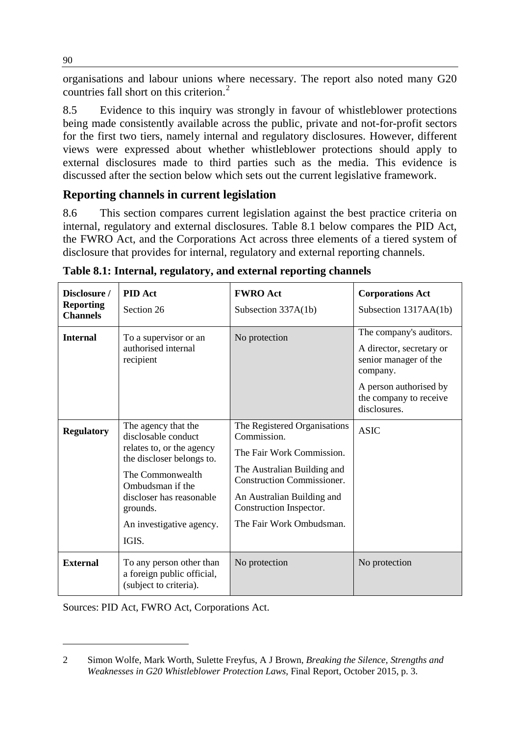organisations and labour unions where necessary. The report also noted many G20 countries fall short on this criterion.[2]

8.5 Evidence to this inquiry was strongly in favour of whistleblower protections being made consistently available across the public, private and not-for-profit sectors for the first two tiers, namely internal and regulatory disclosures. However, different views were expressed about whether whistleblower protections should apply to external disclosures made to third parties such as the media. This evidence is discussed after the section below which sets out the current legislative framework.

## Reporting channels in current legislation

8.6 This section compares current legislation against the best practice criteria on internal, regulatory and external disclosures. Table 8.1 below compares the PID Act, the FWRO Act, and the Corporations Act across three elements of a tiered system of disclosure that provides for internal, regulatory and external reporting channels.

**Table 8.1: Internal, regulatory, and external reporting channels**

| **Disclosure / Reporting Channels** | **PID Act** Section 26 | **FWRO Act** Subsection 337A(1b) | **Corporations Act** Subsection 1317AA(1b) |
|---|---|---|---|
| **Internal** | To a supervisor or an authorised internal recipient | No protection | The company's auditors.<br>A director, secretary or senior manager of the company.<br>A person authorised by the company to receive disclosures. |
| **Regulatory** | The agency that the disclosable conduct relates to, or the agency the discloser belongs to.<br>The Commonwealth Ombudsman if the discloser has reasonable grounds.<br>An investigative agency.<br>IGIS. | The Registered Organisations Commission.<br>The Fair Work Commission.<br>The Australian Building and Construction Commissioner.<br>An Australian Building and Construction Inspector.<br>The Fair Work Ombudsman. | ASIC |
| **External** | To any person other than a foreign public official, (subject to criteria). | No protection | No protection |

Sources: PID Act, FWRO Act, Corporations Act.

2 Simon Wolfe, Mark Worth, Sulette Freyfus, A J Brown, *Breaking the Silence, Strengths and Weaknesses in G20 Whistleblower Protection Laws*, Final Report, October 2015, p. 3.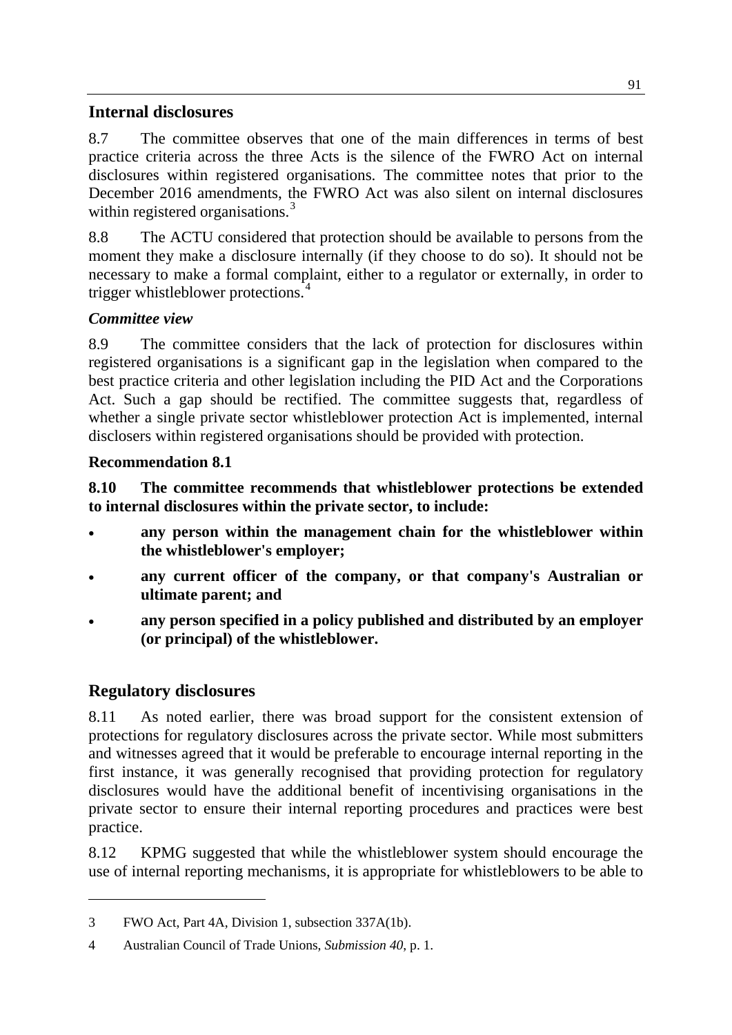## Internal disclosures

8.7 The committee observes that one of the main differences in terms of best practice criteria across the three Acts is the silence of the FWRO Act on internal disclosures within registered organisations. The committee notes that prior to the December 2016 amendments, the FWRO Act was also silent on internal disclosures within registered organisations.[3]

8.8 The ACTU considered that protection should be available to persons from the moment they make a disclosure internally (if they choose to do so). It should not be necessary to make a formal complaint, either to a regulator or externally, in order to trigger whistleblower protections.[4]

### *Committee view*

8.9 The committee considers that the lack of protection for disclosures within registered organisations is a significant gap in the legislation when compared to the best practice criteria and other legislation including the PID Act and the Corporations Act. Such a gap should be rectified. The committee suggests that, regardless of whether a single private sector whistleblower protection Act is implemented, internal disclosers within registered organisations should be provided with protection.

### Recommendation 8.1

**8.10 The committee recommends that whistleblower protections be extended to internal disclosures within the private sector, to include:**

- **any person within the management chain for the whistleblower within the whistleblower's employer;**
- **any current officer of the company, or that company's Australian or ultimate parent; and**
- **any person specified in a policy published and distributed by an employer (or principal) of the whistleblower.**

## Regulatory disclosures

8.11 As noted earlier, there was broad support for the consistent extension of protections for regulatory disclosures across the private sector. While most submitters and witnesses agreed that it would be preferable to encourage internal reporting in the first instance, it was generally recognised that providing protection for regulatory disclosures would have the additional benefit of incentivising organisations in the private sector to ensure their internal reporting procedures and practices were best practice.

8.12 KPMG suggested that while the whistleblower system should encourage the use of internal reporting mechanisms, it is appropriate for whistleblowers to be able to

---

3 FWO Act, Part 4A, Division 1, subsection 337A(1b).

4 Australian Council of Trade Unions, *Submission 40*, p. 1.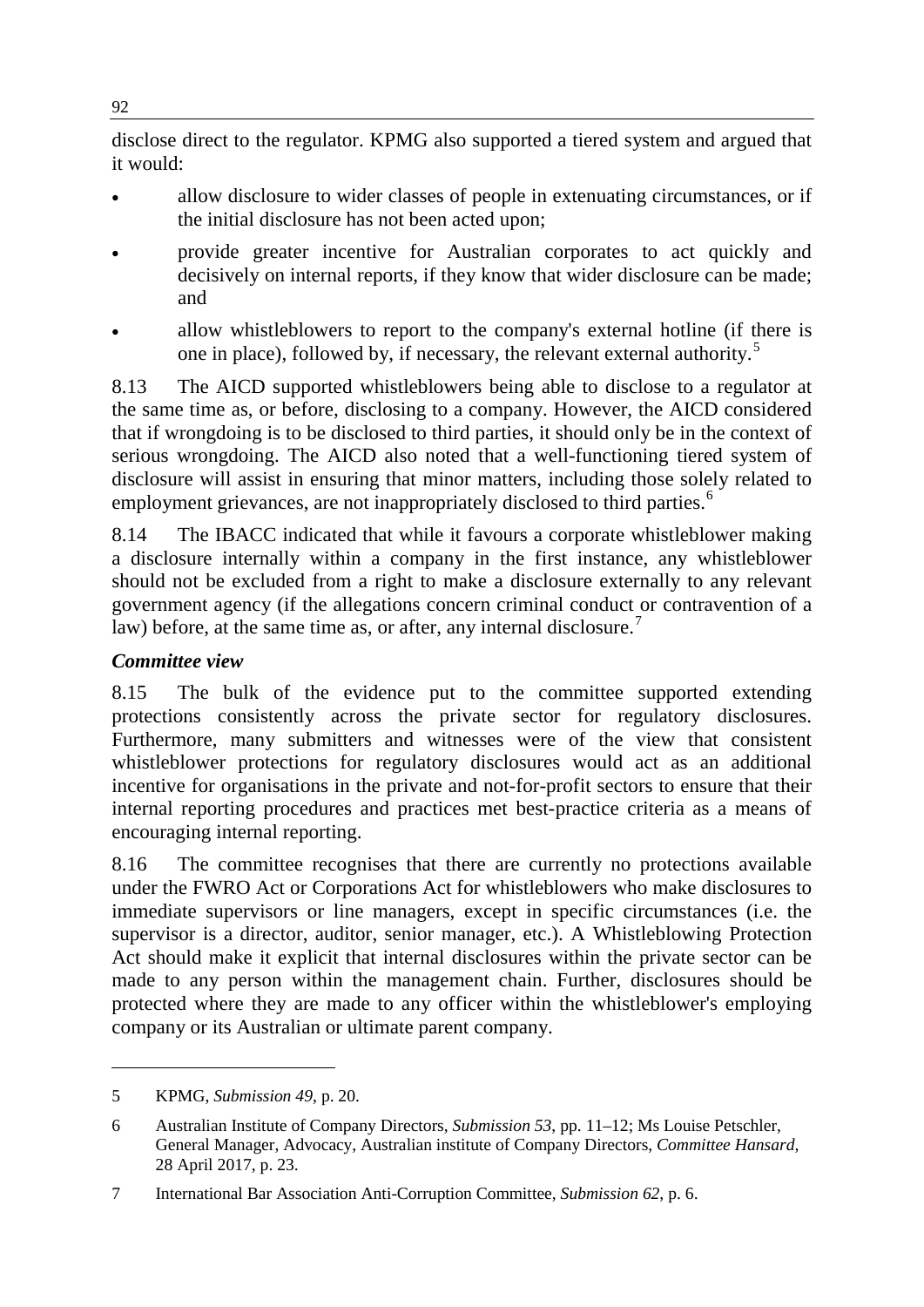disclose direct to the regulator. KPMG also supported a tiered system and argued that it would:

- allow disclosure to wider classes of people in extenuating circumstances, or if the initial disclosure has not been acted upon;
- provide greater incentive for Australian corporates to act quickly and decisively on internal reports, if they know that wider disclosure can be made; and
- allow whistleblowers to report to the company's external hotline (if there is one in place), followed by, if necessary, the relevant external authority.[5]

8.13 The AICD supported whistleblowers being able to disclose to a regulator at the same time as, or before, disclosing to a company. However, the AICD considered that if wrongdoing is to be disclosed to third parties, it should only be in the context of serious wrongdoing. The AICD also noted that a well-functioning tiered system of disclosure will assist in ensuring that minor matters, including those solely related to employment grievances, are not inappropriately disclosed to third parties.[6]

8.14 The IBACC indicated that while it favours a corporate whistleblower making a disclosure internally within a company in the first instance, any whistleblower should not be excluded from a right to make a disclosure externally to any relevant government agency (if the allegations concern criminal conduct or contravention of a law) before, at the same time as, or after, any internal disclosure.[7]

### *Committee view*

8.15 The bulk of the evidence put to the committee supported extending protections consistently across the private sector for regulatory disclosures. Furthermore, many submitters and witnesses were of the view that consistent whistleblower protections for regulatory disclosures would act as an additional incentive for organisations in the private and not-for-profit sectors to ensure that their internal reporting procedures and practices met best-practice criteria as a means of encouraging internal reporting.

8.16 The committee recognises that there are currently no protections available under the FWRO Act or Corporations Act for whistleblowers who make disclosures to immediate supervisors or line managers, except in specific circumstances (i.e. the supervisor is a director, auditor, senior manager, etc.). A Whistleblowing Protection Act should make it explicit that internal disclosures within the private sector can be made to any person within the management chain. Further, disclosures should be protected where they are made to any officer within the whistleblower's employing company or its Australian or ultimate parent company.

---

5 KPMG, *Submission 49*, p. 20.

6 Australian Institute of Company Directors, *Submission 53*, pp. 11–12; Ms Louise Petschler, General Manager, Advocacy, Australian institute of Company Directors, *Committee Hansard,* 28 April 2017, p. 23.

7 International Bar Association Anti-Corruption Committee, *Submission 62*, p. 6.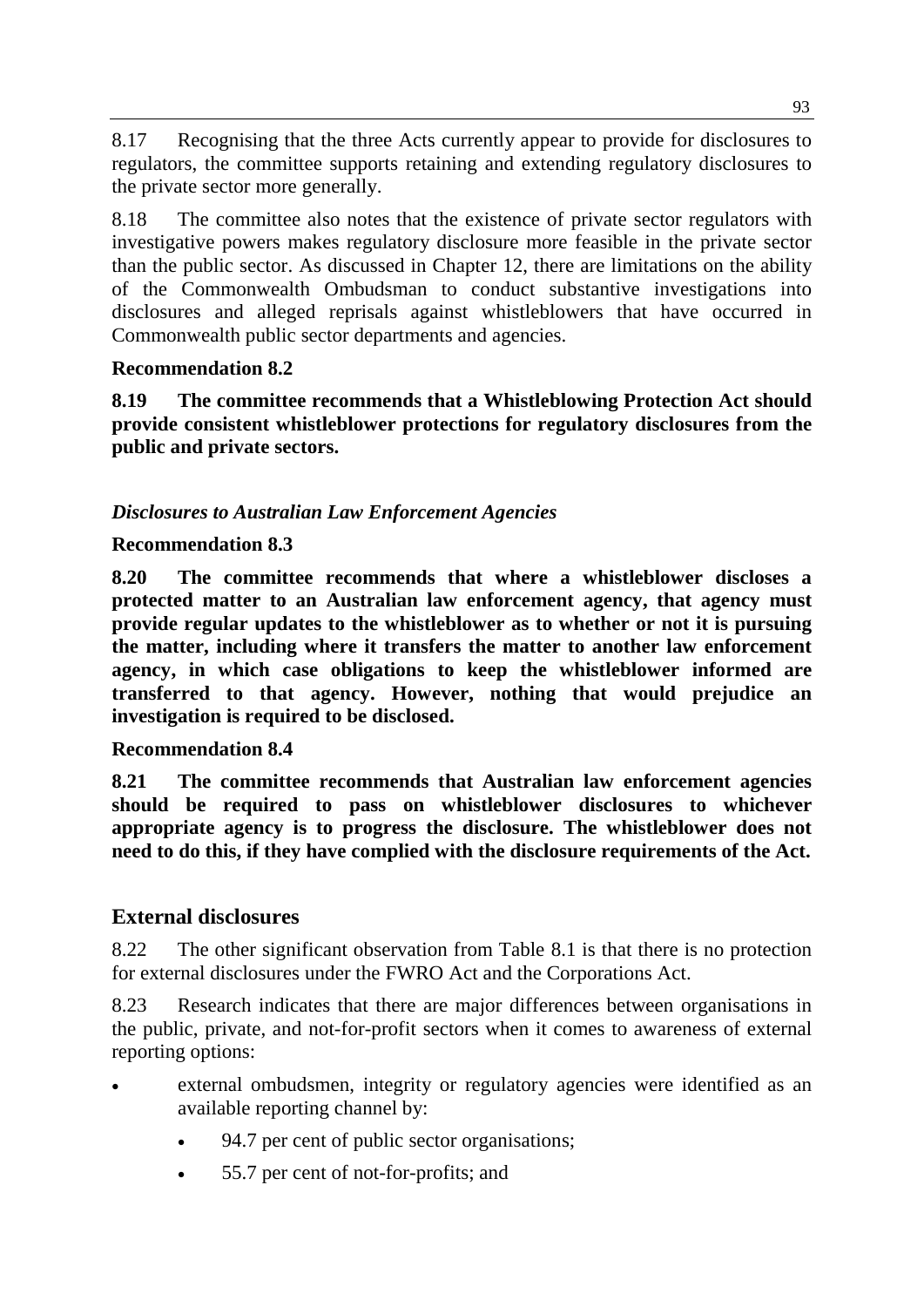8.17 Recognising that the three Acts currently appear to provide for disclosures to regulators, the committee supports retaining and extending regulatory disclosures to the private sector more generally.

8.18 The committee also notes that the existence of private sector regulators with investigative powers makes regulatory disclosure more feasible in the private sector than the public sector. As discussed in Chapter 12, there are limitations on the ability of the Commonwealth Ombudsman to conduct substantive investigations into disclosures and alleged reprisals against whistleblowers that have occurred in Commonwealth public sector departments and agencies.

**Recommendation 8.2**

**8.19 The committee recommends that a Whistleblowing Protection Act should provide consistent whistleblower protections for regulatory disclosures from the public and private sectors.**

### *Disclosures to Australian Law Enforcement Agencies*

**Recommendation 8.3**

**8.20 The committee recommends that where a whistleblower discloses a protected matter to an Australian law enforcement agency, that agency must provide regular updates to the whistleblower as to whether or not it is pursuing the matter, including where it transfers the matter to another law enforcement agency, in which case obligations to keep the whistleblower informed are transferred to that agency. However, nothing that would prejudice an investigation is required to be disclosed.**

**Recommendation 8.4**

**8.21 The committee recommends that Australian law enforcement agencies should be required to pass on whistleblower disclosures to whichever appropriate agency is to progress the disclosure. The whistleblower does not need to do this, if they have complied with the disclosure requirements of the Act.**

## External disclosures

8.22 The other significant observation from Table 8.1 is that there is no protection for external disclosures under the FWRO Act and the Corporations Act.

8.23 Research indicates that there are major differences between organisations in the public, private, and not-for-profit sectors when it comes to awareness of external reporting options:

- external ombudsmen, integrity or regulatory agencies were identified as an available reporting channel by:
  - 94.7 per cent of public sector organisations;
  - 55.7 per cent of not-for-profits; and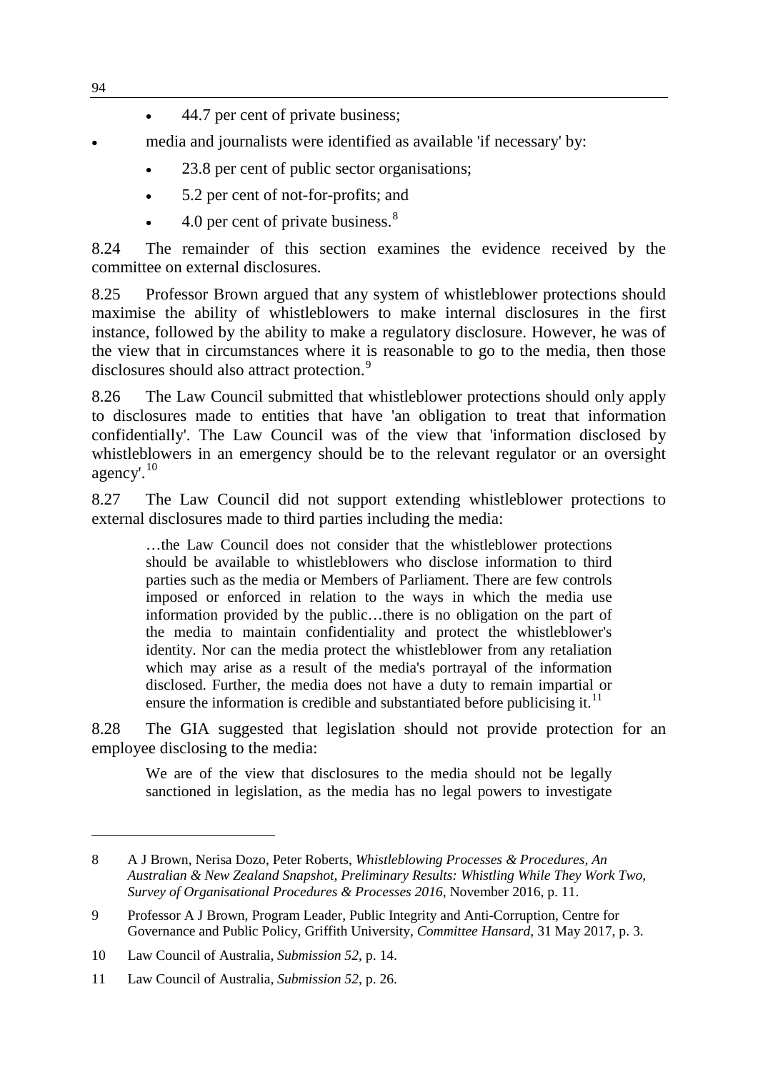- 44.7 per cent of private business;

- media and journalists were identified as available 'if necessary' by:
  - 23.8 per cent of public sector organisations;
  - 5.2 per cent of not-for-profits; and
  - 4.0 per cent of private business.[8]

8.24 The remainder of this section examines the evidence received by the committee on external disclosures.

8.25 Professor Brown argued that any system of whistleblower protections should maximise the ability of whistleblowers to make internal disclosures in the first instance, followed by the ability to make a regulatory disclosure. However, he was of the view that in circumstances where it is reasonable to go to the media, then those disclosures should also attract protection.[9]

8.26 The Law Council submitted that whistleblower protections should only apply to disclosures made to entities that have 'an obligation to treat that information confidentially'. The Law Council was of the view that 'information disclosed by whistleblowers in an emergency should be to the relevant regulator or an oversight agency'.[10]

8.27 The Law Council did not support extending whistleblower protections to external disclosures made to third parties including the media:

> …the Law Council does not consider that the whistleblower protections should be available to whistleblowers who disclose information to third parties such as the media or Members of Parliament. There are few controls imposed or enforced in relation to the ways in which the media use information provided by the public…there is no obligation on the part of the media to maintain confidentiality and protect the whistleblower's identity. Nor can the media protect the whistleblower from any retaliation which may arise as a result of the media's portrayal of the information disclosed. Further, the media does not have a duty to remain impartial or ensure the information is credible and substantiated before publicising it.[11]

8.28 The GIA suggested that legislation should not provide protection for an employee disclosing to the media:

> We are of the view that disclosures to the media should not be legally sanctioned in legislation, as the media has no legal powers to investigate

---

8 A J Brown, Nerisa Dozo, Peter Roberts, *Whistleblowing Processes & Procedures, An Australian & New Zealand Snapshot, Preliminary Results: Whistling While They Work Two, Survey of Organisational Procedures & Processes 2016*, November 2016, p. 11.

9 Professor A J Brown, Program Leader, Public Integrity and Anti-Corruption, Centre for Governance and Public Policy, Griffith University, *Committee Hansard*, 31 May 2017, p. 3.

10 Law Council of Australia, *Submission 52*, p. 14.

11 Law Council of Australia, *Submission 52*, p. 26.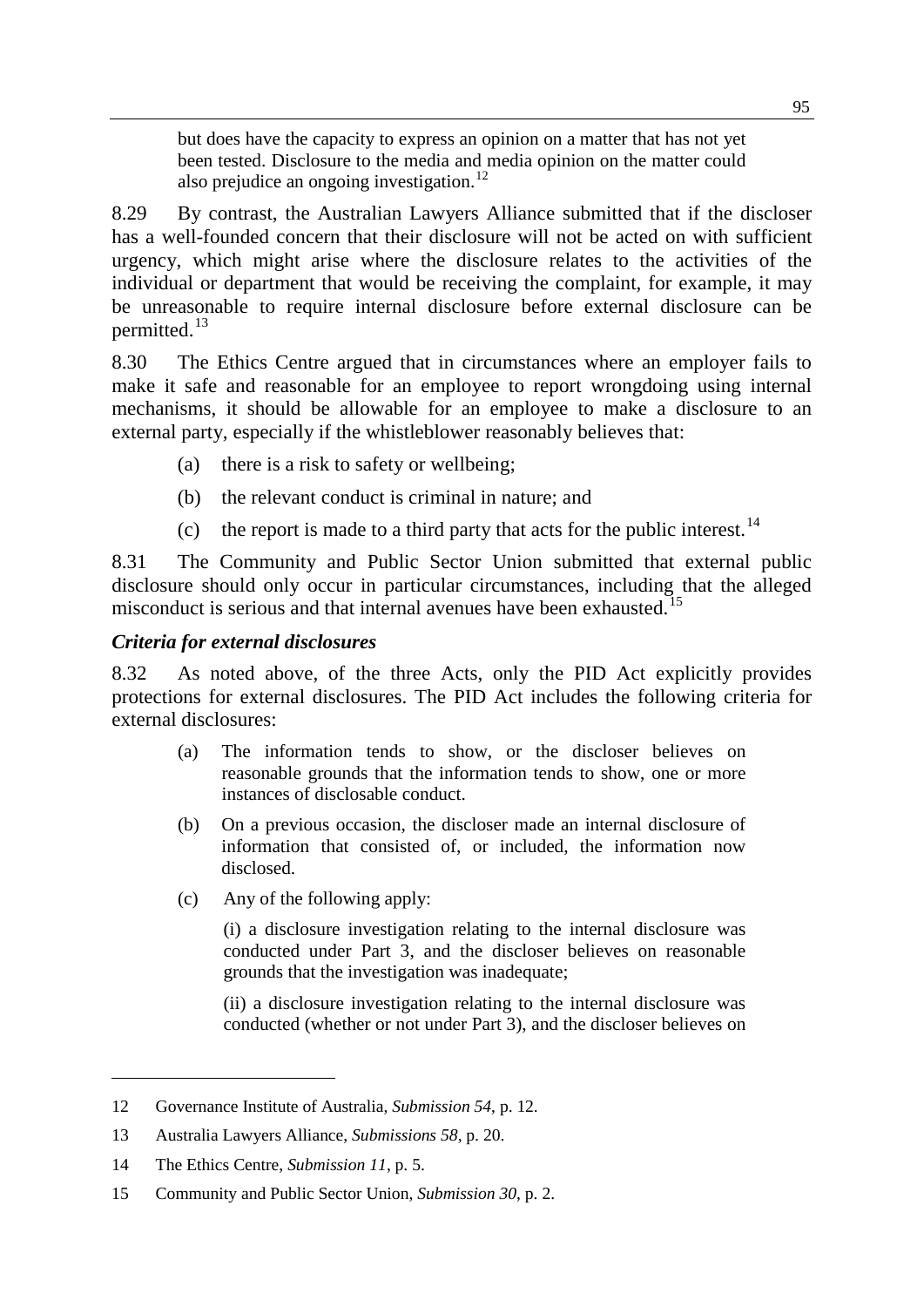but does have the capacity to express an opinion on a matter that has not yet been tested. Disclosure to the media and media opinion on the matter could also prejudice an ongoing investigation.[12]

8.29 By contrast, the Australian Lawyers Alliance submitted that if the discloser has a well-founded concern that their disclosure will not be acted on with sufficient urgency, which might arise where the disclosure relates to the activities of the individual or department that would be receiving the complaint, for example, it may be unreasonable to require internal disclosure before external disclosure can be permitted.[13]

8.30 The Ethics Centre argued that in circumstances where an employer fails to make it safe and reasonable for an employee to report wrongdoing using internal mechanisms, it should be allowable for an employee to make a disclosure to an external party, especially if the whistleblower reasonably believes that:

(a) there is a risk to safety or wellbeing;

(b) the relevant conduct is criminal in nature; and

(c) the report is made to a third party that acts for the public interest.[14]

8.31 The Community and Public Sector Union submitted that external public disclosure should only occur in particular circumstances, including that the alleged misconduct is serious and that internal avenues have been exhausted.[15]

### *Criteria for external disclosures*

8.32 As noted above, of the three Acts, only the PID Act explicitly provides protections for external disclosures. The PID Act includes the following criteria for external disclosures:

> (a) The information tends to show, or the discloser believes on reasonable grounds that the information tends to show, one or more instances of disclosable conduct.
>
> (b) On a previous occasion, the discloser made an internal disclosure of information that consisted of, or included, the information now disclosed.
>
> (c) Any of the following apply:
>
> (i) a disclosure investigation relating to the internal disclosure was conducted under Part 3, and the discloser believes on reasonable grounds that the investigation was inadequate;
>
> (ii) a disclosure investigation relating to the internal disclosure was conducted (whether or not under Part 3), and the discloser believes on

---

12 Governance Institute of Australia, *Submission 54*, p. 12.

13 Australia Lawyers Alliance, *Submissions 58*, p. 20.

14 The Ethics Centre, *Submission 11*, p. 5.

15 Community and Public Sector Union, *Submission 30*, p. 2.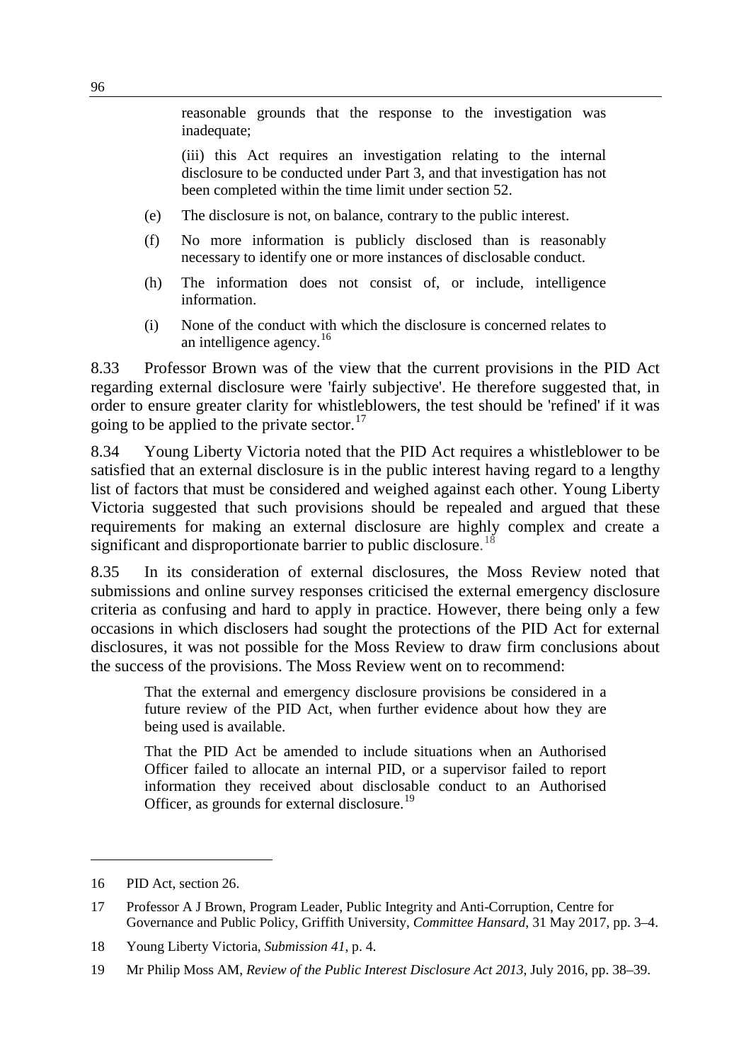reasonable grounds that the response to the investigation was inadequate;

(iii) this Act requires an investigation relating to the internal disclosure to be conducted under Part 3, and that investigation has not been completed within the time limit under section 52.

(e) The disclosure is not, on balance, contrary to the public interest.

(f) No more information is publicly disclosed than is reasonably necessary to identify one or more instances of disclosable conduct.

(h) The information does not consist of, or include, intelligence information.

(i) None of the conduct with which the disclosure is concerned relates to an intelligence agency.[16]

8.33 Professor Brown was of the view that the current provisions in the PID Act regarding external disclosure were 'fairly subjective'. He therefore suggested that, in order to ensure greater clarity for whistleblowers, the test should be 'refined' if it was going to be applied to the private sector.[17]

8.34 Young Liberty Victoria noted that the PID Act requires a whistleblower to be satisfied that an external disclosure is in the public interest having regard to a lengthy list of factors that must be considered and weighed against each other. Young Liberty Victoria suggested that such provisions should be repealed and argued that these requirements for making an external disclosure are highly complex and create a significant and disproportionate barrier to public disclosure.[18]

8.35 In its consideration of external disclosures, the Moss Review noted that submissions and online survey responses criticised the external emergency disclosure criteria as confusing and hard to apply in practice. However, there being only a few occasions in which disclosers had sought the protections of the PID Act for external disclosures, it was not possible for the Moss Review to draw firm conclusions about the success of the provisions. The Moss Review went on to recommend:

> That the external and emergency disclosure provisions be considered in a future review of the PID Act, when further evidence about how they are being used is available.
>
> That the PID Act be amended to include situations when an Authorised Officer failed to allocate an internal PID, or a supervisor failed to report information they received about disclosable conduct to an Authorised Officer, as grounds for external disclosure.[19]

---

16 PID Act, section 26.

17 Professor A J Brown, Program Leader, Public Integrity and Anti-Corruption, Centre for Governance and Public Policy, Griffith University, *Committee Hansard*, 31 May 2017, pp. 3–4.

18 Young Liberty Victoria, *Submission 41*, p. 4.

19 Mr Philip Moss AM, *Review of the Public Interest Disclosure Act 2013*, July 2016, pp. 38–39.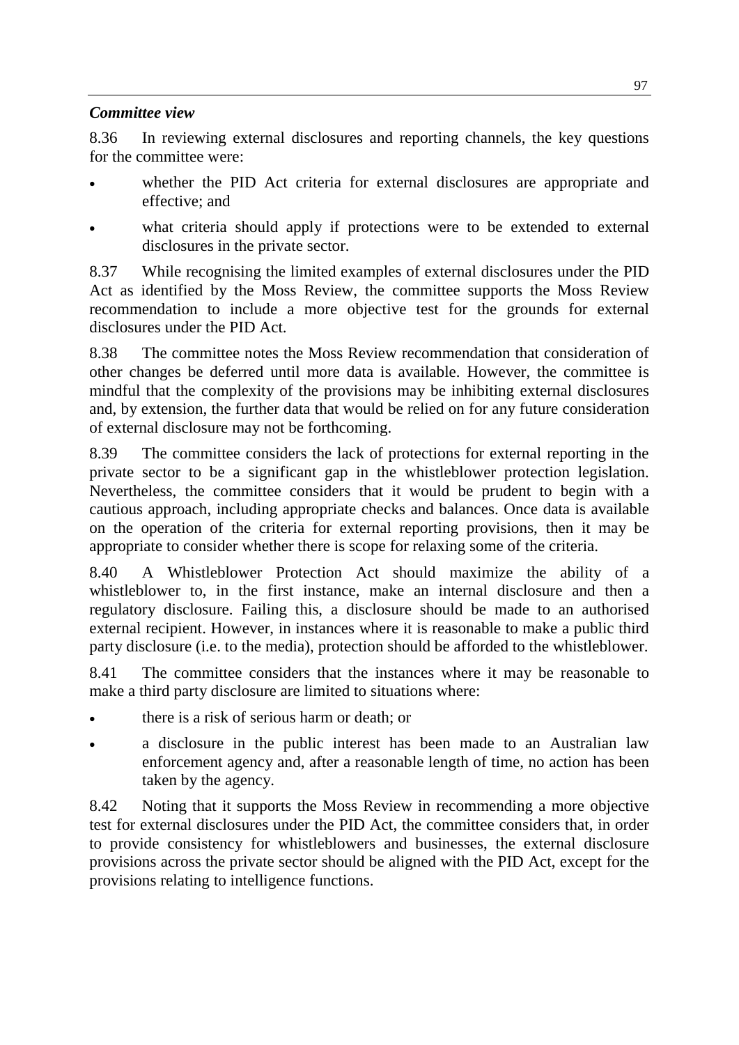***Committee view***

8.36 In reviewing external disclosures and reporting channels, the key questions for the committee were:

- whether the PID Act criteria for external disclosures are appropriate and effective; and
- what criteria should apply if protections were to be extended to external disclosures in the private sector.

8.37 While recognising the limited examples of external disclosures under the PID Act as identified by the Moss Review, the committee supports the Moss Review recommendation to include a more objective test for the grounds for external disclosures under the PID Act.

8.38 The committee notes the Moss Review recommendation that consideration of other changes be deferred until more data is available. However, the committee is mindful that the complexity of the provisions may be inhibiting external disclosures and, by extension, the further data that would be relied on for any future consideration of external disclosure may not be forthcoming.

8.39 The committee considers the lack of protections for external reporting in the private sector to be a significant gap in the whistleblower protection legislation. Nevertheless, the committee considers that it would be prudent to begin with a cautious approach, including appropriate checks and balances. Once data is available on the operation of the criteria for external reporting provisions, then it may be appropriate to consider whether there is scope for relaxing some of the criteria.

8.40 A Whistleblower Protection Act should maximize the ability of a whistleblower to, in the first instance, make an internal disclosure and then a regulatory disclosure. Failing this, a disclosure should be made to an authorised external recipient. However, in instances where it is reasonable to make a public third party disclosure (i.e. to the media), protection should be afforded to the whistleblower.

8.41 The committee considers that the instances where it may be reasonable to make a third party disclosure are limited to situations where:

- there is a risk of serious harm or death; or
- a disclosure in the public interest has been made to an Australian law enforcement agency and, after a reasonable length of time, no action has been taken by the agency.

8.42 Noting that it supports the Moss Review in recommending a more objective test for external disclosures under the PID Act, the committee considers that, in order to provide consistency for whistleblowers and businesses, the external disclosure provisions across the private sector should be aligned with the PID Act, except for the provisions relating to intelligence functions.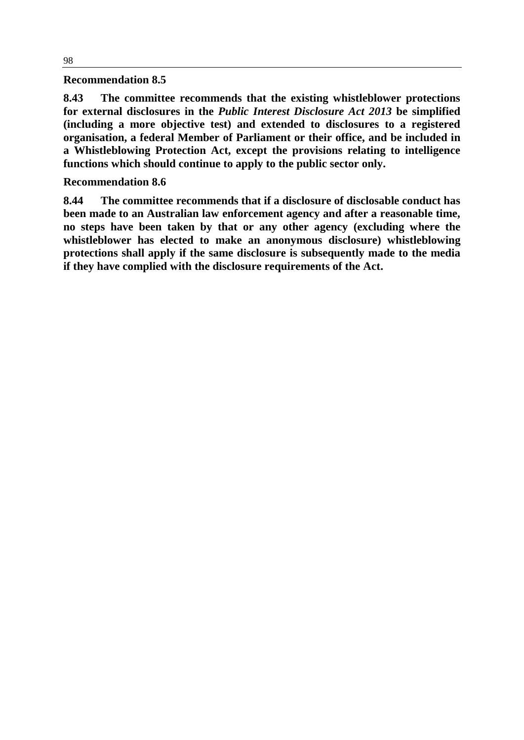**Recommendation 8.5**

**8.43 The committee recommends that the existing whistleblower protections for external disclosures in the *Public Interest Disclosure Act 2013* be simplified (including a more objective test) and extended to disclosures to a registered organisation, a federal Member of Parliament or their office, and be included in a Whistleblowing Protection Act, except the provisions relating to intelligence functions which should continue to apply to the public sector only.**

**Recommendation 8.6**

**8.44 The committee recommends that if a disclosure of disclosable conduct has been made to an Australian law enforcement agency and after a reasonable time, no steps have been taken by that or any other agency (excluding where the whistleblower has elected to make an anonymous disclosure) whistleblowing protections shall apply if the same disclosure is subsequently made to the media if they have complied with the disclosure requirements of the Act.**